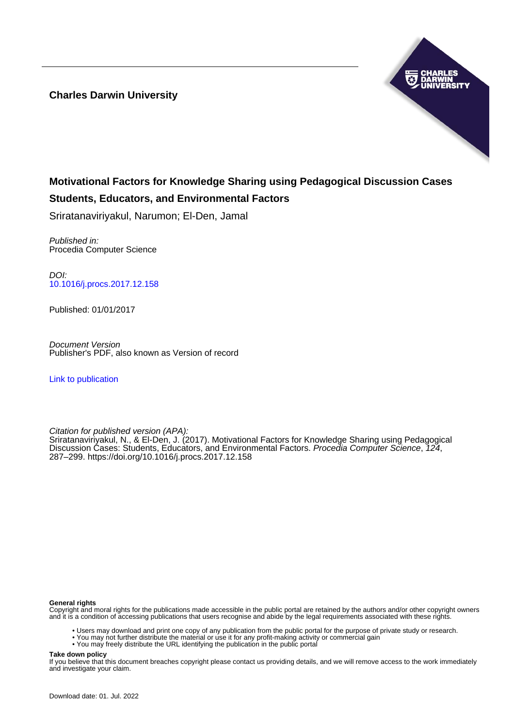**Charles Darwin University**

# Motivational Factors for Knowledge Sharing using Pedagogical Discussion Cases

## Students, Educators, and Environmental Factors

Sriratanaviriyakul, Narumon; El-Den, Jamal

*Published in:*
Procedia Computer Science

*DOI:*
10.1016/j.procs.2017.12.158

Published: 01/01/2017

*Document Version*
Publisher's PDF, also known as Version of record

Link to publication

*Citation for published version (APA):*
Sriratanaviriyakul, N., & El-Den, J. (2017). Motivational Factors for Knowledge Sharing using Pedagogical Discussion Cases: Students, Educators, and Environmental Factors. *Procedia Computer Science*, *124*, 287–299. https://doi.org/10.1016/j.procs.2017.12.158

**General rights**
Copyright and moral rights for the publications made accessible in the public portal are retained by the authors and/or other copyright owners and it is a condition of accessing publications that users recognise and abide by the legal requirements associated with these rights.

- Users may download and print one copy of any publication from the public portal for the purpose of private study or research.
- You may not further distribute the material or use it for any profit-making activity or commercial gain
- You may freely distribute the URL identifying the publication in the public portal

**Take down policy**
If you believe that this document breaches copyright please contact us providing details, and we will remove access to the work immediately and investigate your claim.

Download date: 01. Jul. 2022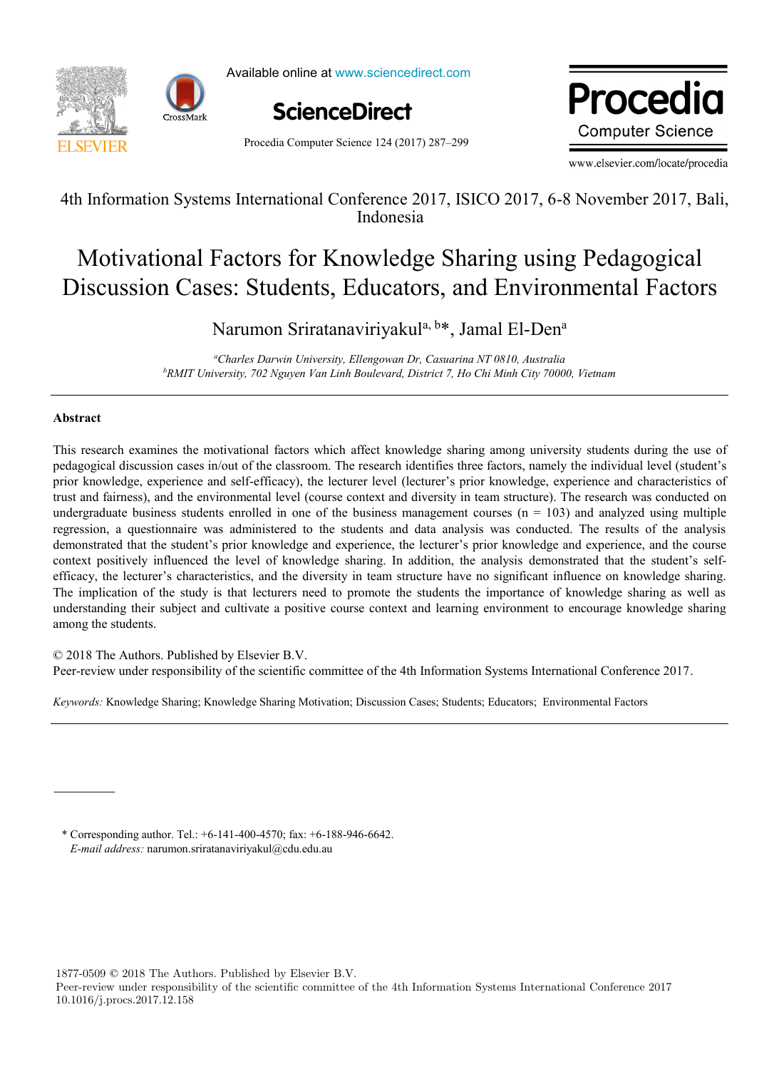4th Information Systems International Conference 2017, ISICO 2017, 6-8 November 2017, Bali, Indonesia

# Motivational Factors for Knowledge Sharing using Pedagogical Discussion Cases: Students, Educators, and Environmental Factors

Narumon Sriratanaviriyakul[a, b]*, Jamal El-Den[a]

[a]*Charles Darwin University, Ellengowan Dr, Casuarina NT 0810, Australia*
[b]*RMIT University, 702 Nguyen Van Linh Boulevard, District 7, Ho Chi Minh City 70000, Vietnam*

## Abstract

This research examines the motivational factors which affect knowledge sharing among university students during the use of pedagogical discussion cases in/out of the classroom. The research identifies three factors, namely the individual level (student's prior knowledge, experience and self-efficacy), the lecturer level (lecturer's prior knowledge, experience and characteristics of trust and fairness), and the environmental level (course context and diversity in team structure). The research was conducted on undergraduate business students enrolled in one of the business management courses (n = 103) and analyzed using multiple regression, a questionnaire was administered to the students and data analysis was conducted. The results of the analysis demonstrated that the student's prior knowledge and experience, the lecturer's prior knowledge and experience, and the course context positively influenced the level of knowledge sharing. In addition, the analysis demonstrated that the student's self-efficacy, the lecturer's characteristics, and the diversity in team structure have no significant influence on knowledge sharing. The implication of the study is that lecturers need to promote the students the importance of knowledge sharing as well as understanding their subject and cultivate a positive course context and learning environment to encourage knowledge sharing among the students.

© 2018 The Authors. Published by Elsevier B.V.
Peer-review under responsibility of the scientific committee of the 4th Information Systems International Conference 2017.

*Keywords:* Knowledge Sharing; Knowledge Sharing Motivation; Discussion Cases; Students; Educators; Environmental Factors

---

\* Corresponding author. Tel.: +6-141-400-4570; fax: +6-188-946-6642.
*E-mail address:* narumon.sriratanaviriyakul@cdu.edu.au

1877-0509 © 2018 The Authors. Published by Elsevier B.V.
Peer-review under responsibility of the scientific committee of the 4th Information Systems International Conference 2017
10.1016/j.procs.2017.12.158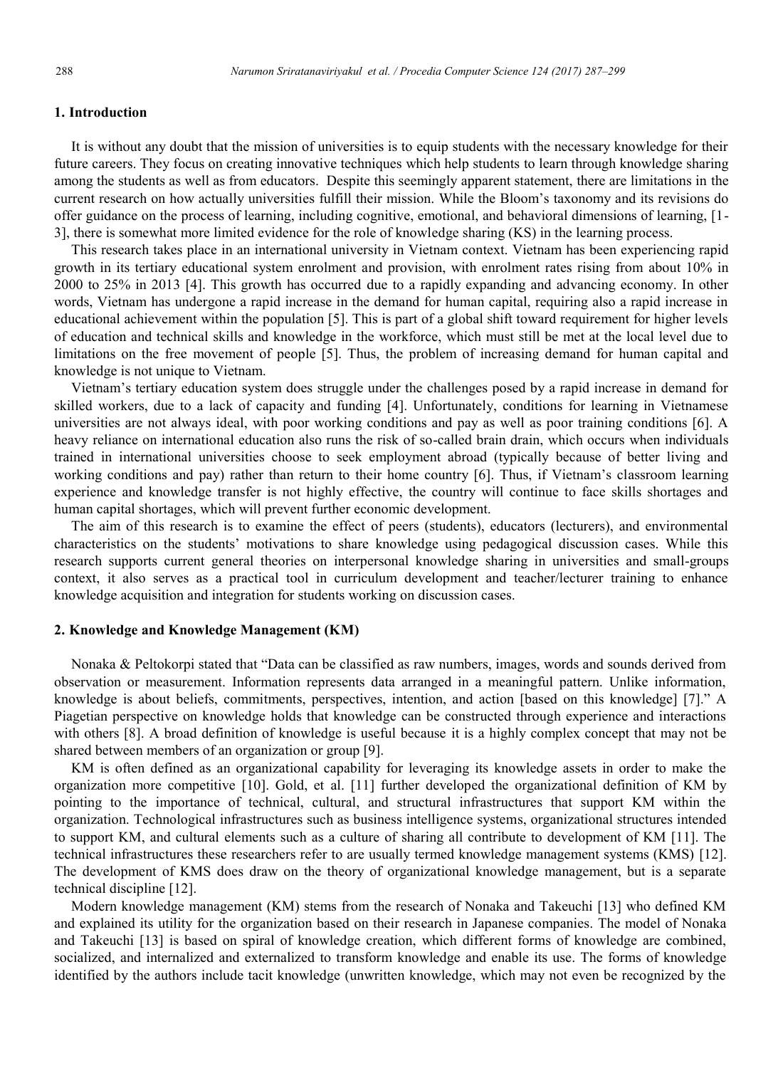## 1. Introduction

It is without any doubt that the mission of universities is to equip students with the necessary knowledge for their future careers. They focus on creating innovative techniques which help students to learn through knowledge sharing among the students as well as from educators. Despite this seemingly apparent statement, there are limitations in the current research on how actually universities fulfill their mission. While the Bloom's taxonomy and its revisions do offer guidance on the process of learning, including cognitive, emotional, and behavioral dimensions of learning, [1-3], there is somewhat more limited evidence for the role of knowledge sharing (KS) in the learning process.

This research takes place in an international university in Vietnam context. Vietnam has been experiencing rapid growth in its tertiary educational system enrolment and provision, with enrolment rates rising from about 10% in 2000 to 25% in 2013 [4]. This growth has occurred due to a rapidly expanding and advancing economy. In other words, Vietnam has undergone a rapid increase in the demand for human capital, requiring also a rapid increase in educational achievement within the population [5]. This is part of a global shift toward requirement for higher levels of education and technical skills and knowledge in the workforce, which must still be met at the local level due to limitations on the free movement of people [5]. Thus, the problem of increasing demand for human capital and knowledge is not unique to Vietnam.

Vietnam's tertiary education system does struggle under the challenges posed by a rapid increase in demand for skilled workers, due to a lack of capacity and funding [4]. Unfortunately, conditions for learning in Vietnamese universities are not always ideal, with poor working conditions and pay as well as poor training conditions [6]. A heavy reliance on international education also runs the risk of so-called brain drain, which occurs when individuals trained in international universities choose to seek employment abroad (typically because of better living and working conditions and pay) rather than return to their home country [6]. Thus, if Vietnam's classroom learning experience and knowledge transfer is not highly effective, the country will continue to face skills shortages and human capital shortages, which will prevent further economic development.

The aim of this research is to examine the effect of peers (students), educators (lecturers), and environmental characteristics on the students' motivations to share knowledge using pedagogical discussion cases. While this research supports current general theories on interpersonal knowledge sharing in universities and small-groups context, it also serves as a practical tool in curriculum development and teacher/lecturer training to enhance knowledge acquisition and integration for students working on discussion cases.

## 2. Knowledge and Knowledge Management (KM)

Nonaka & Peltokorpi stated that "Data can be classified as raw numbers, images, words and sounds derived from observation or measurement. Information represents data arranged in a meaningful pattern. Unlike information, knowledge is about beliefs, commitments, perspectives, intention, and action [based on this knowledge] [7]." A Piagetian perspective on knowledge holds that knowledge can be constructed through experience and interactions with others [8]. A broad definition of knowledge is useful because it is a highly complex concept that may not be shared between members of an organization or group [9].

KM is often defined as an organizational capability for leveraging its knowledge assets in order to make the organization more competitive [10]. Gold, et al. [11] further developed the organizational definition of KM by pointing to the importance of technical, cultural, and structural infrastructures that support KM within the organization. Technological infrastructures such as business intelligence systems, organizational structures intended to support KM, and cultural elements such as a culture of sharing all contribute to development of KM [11]. The technical infrastructures these researchers refer to are usually termed knowledge management systems (KMS) [12]. The development of KMS does draw on the theory of organizational knowledge management, but is a separate technical discipline [12].

Modern knowledge management (KM) stems from the research of Nonaka and Takeuchi [13] who defined KM and explained its utility for the organization based on their research in Japanese companies. The model of Nonaka and Takeuchi [13] is based on spiral of knowledge creation, which different forms of knowledge are combined, socialized, and internalized and externalized to transform knowledge and enable its use. The forms of knowledge identified by the authors include tacit knowledge (unwritten knowledge, which may not even be recognized by the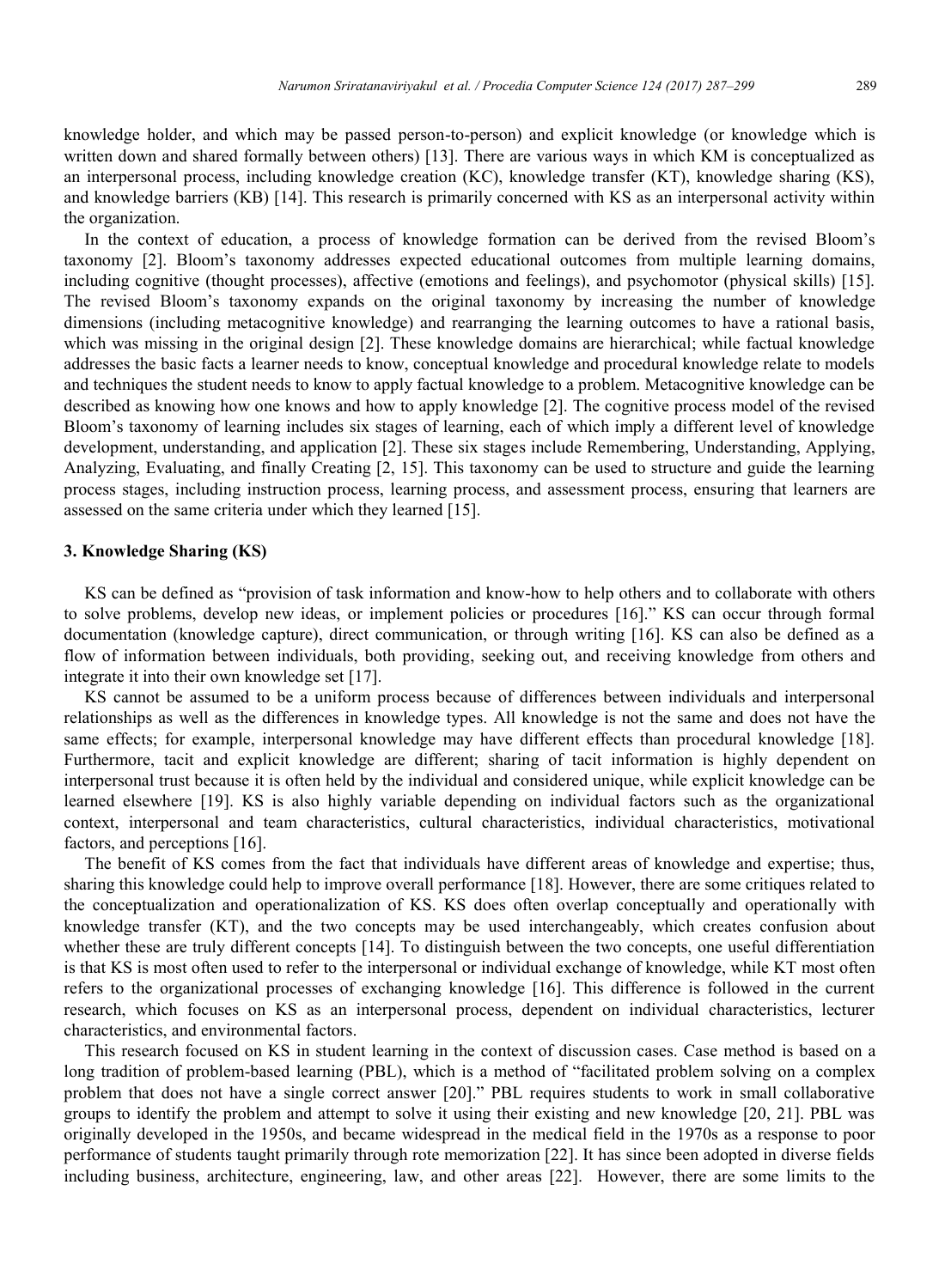knowledge holder, and which may be passed person-to-person) and explicit knowledge (or knowledge which is written down and shared formally between others) [13]. There are various ways in which KM is conceptualized as an interpersonal process, including knowledge creation (KC), knowledge transfer (KT), knowledge sharing (KS), and knowledge barriers (KB) [14]. This research is primarily concerned with KS as an interpersonal activity within the organization.

In the context of education, a process of knowledge formation can be derived from the revised Bloom's taxonomy [2]. Bloom's taxonomy addresses expected educational outcomes from multiple learning domains, including cognitive (thought processes), affective (emotions and feelings), and psychomotor (physical skills) [15]. The revised Bloom's taxonomy expands on the original taxonomy by increasing the number of knowledge dimensions (including metacognitive knowledge) and rearranging the learning outcomes to have a rational basis, which was missing in the original design [2]. These knowledge domains are hierarchical; while factual knowledge addresses the basic facts a learner needs to know, conceptual knowledge and procedural knowledge relate to models and techniques the student needs to know to apply factual knowledge to a problem. Metacognitive knowledge can be described as knowing how one knows and how to apply knowledge [2]. The cognitive process model of the revised Bloom's taxonomy of learning includes six stages of learning, each of which imply a different level of knowledge development, understanding, and application [2]. These six stages include Remembering, Understanding, Applying, Analyzing, Evaluating, and finally Creating [2, 15]. This taxonomy can be used to structure and guide the learning process stages, including instruction process, learning process, and assessment process, ensuring that learners are assessed on the same criteria under which they learned [15].

## 3. Knowledge Sharing (KS)

KS can be defined as "provision of task information and know-how to help others and to collaborate with others to solve problems, develop new ideas, or implement policies or procedures [16]." KS can occur through formal documentation (knowledge capture), direct communication, or through writing [16]. KS can also be defined as a flow of information between individuals, both providing, seeking out, and receiving knowledge from others and integrate it into their own knowledge set [17].

KS cannot be assumed to be a uniform process because of differences between individuals and interpersonal relationships as well as the differences in knowledge types. All knowledge is not the same and does not have the same effects; for example, interpersonal knowledge may have different effects than procedural knowledge [18]. Furthermore, tacit and explicit knowledge are different; sharing of tacit information is highly dependent on interpersonal trust because it is often held by the individual and considered unique, while explicit knowledge can be learned elsewhere [19]. KS is also highly variable depending on individual factors such as the organizational context, interpersonal and team characteristics, cultural characteristics, individual characteristics, motivational factors, and perceptions [16].

The benefit of KS comes from the fact that individuals have different areas of knowledge and expertise; thus, sharing this knowledge could help to improve overall performance [18]. However, there are some critiques related to the conceptualization and operationalization of KS. KS does often overlap conceptually and operationally with knowledge transfer (KT), and the two concepts may be used interchangeably, which creates confusion about whether these are truly different concepts [14]. To distinguish between the two concepts, one useful differentiation is that KS is most often used to refer to the interpersonal or individual exchange of knowledge, while KT most often refers to the organizational processes of exchanging knowledge [16]. This difference is followed in the current research, which focuses on KS as an interpersonal process, dependent on individual characteristics, lecturer characteristics, and environmental factors.

This research focused on KS in student learning in the context of discussion cases. Case method is based on a long tradition of problem-based learning (PBL), which is a method of "facilitated problem solving on a complex problem that does not have a single correct answer [20]." PBL requires students to work in small collaborative groups to identify the problem and attempt to solve it using their existing and new knowledge [20, 21]. PBL was originally developed in the 1950s, and became widespread in the medical field in the 1970s as a response to poor performance of students taught primarily through rote memorization [22]. It has since been adopted in diverse fields including business, architecture, engineering, law, and other areas [22]. However, there are some limits to the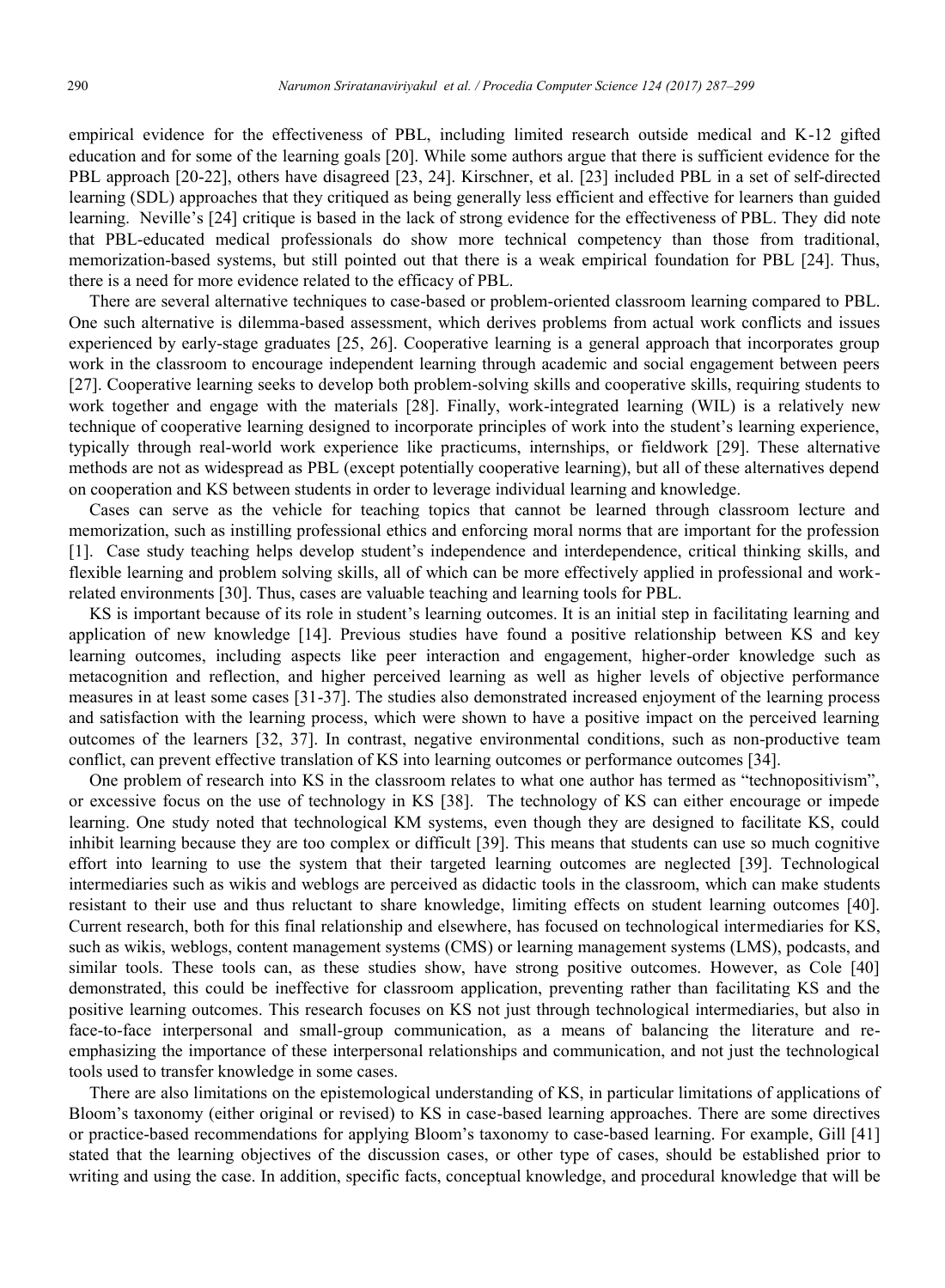empirical evidence for the effectiveness of PBL, including limited research outside medical and K-12 gifted education and for some of the learning goals [20]. While some authors argue that there is sufficient evidence for the PBL approach [20-22], others have disagreed [23, 24]. Kirschner, et al. [23] included PBL in a set of self-directed learning (SDL) approaches that they critiqued as being generally less efficient and effective for learners than guided learning. Neville's [24] critique is based in the lack of strong evidence for the effectiveness of PBL. They did note that PBL-educated medical professionals do show more technical competency than those from traditional, memorization-based systems, but still pointed out that there is a weak empirical foundation for PBL [24]. Thus, there is a need for more evidence related to the efficacy of PBL.

There are several alternative techniques to case-based or problem-oriented classroom learning compared to PBL. One such alternative is dilemma-based assessment, which derives problems from actual work conflicts and issues experienced by early-stage graduates [25, 26]. Cooperative learning is a general approach that incorporates group work in the classroom to encourage independent learning through academic and social engagement between peers [27]. Cooperative learning seeks to develop both problem-solving skills and cooperative skills, requiring students to work together and engage with the materials [28]. Finally, work-integrated learning (WIL) is a relatively new technique of cooperative learning designed to incorporate principles of work into the student's learning experience, typically through real-world work experience like practicums, internships, or fieldwork [29]. These alternative methods are not as widespread as PBL (except potentially cooperative learning), but all of these alternatives depend on cooperation and KS between students in order to leverage individual learning and knowledge.

Cases can serve as the vehicle for teaching topics that cannot be learned through classroom lecture and memorization, such as instilling professional ethics and enforcing moral norms that are important for the profession [1]. Case study teaching helps develop student's independence and interdependence, critical thinking skills, and flexible learning and problem solving skills, all of which can be more effectively applied in professional and work-related environments [30]. Thus, cases are valuable teaching and learning tools for PBL.

KS is important because of its role in student's learning outcomes. It is an initial step in facilitating learning and application of new knowledge [14]. Previous studies have found a positive relationship between KS and key learning outcomes, including aspects like peer interaction and engagement, higher-order knowledge such as metacognition and reflection, and higher perceived learning as well as higher levels of objective performance measures in at least some cases [31-37]. The studies also demonstrated increased enjoyment of the learning process and satisfaction with the learning process, which were shown to have a positive impact on the perceived learning outcomes of the learners [32, 37]. In contrast, negative environmental conditions, such as non-productive team conflict, can prevent effective translation of KS into learning outcomes or performance outcomes [34].

One problem of research into KS in the classroom relates to what one author has termed as "technopositivism", or excessive focus on the use of technology in KS [38]. The technology of KS can either encourage or impede learning. One study noted that technological KM systems, even though they are designed to facilitate KS, could inhibit learning because they are too complex or difficult [39]. This means that students can use so much cognitive effort into learning to use the system that their targeted learning outcomes are neglected [39]. Technological intermediaries such as wikis and weblogs are perceived as didactic tools in the classroom, which can make students resistant to their use and thus reluctant to share knowledge, limiting effects on student learning outcomes [40]. Current research, both for this final relationship and elsewhere, has focused on technological intermediaries for KS, such as wikis, weblogs, content management systems (CMS) or learning management systems (LMS), podcasts, and similar tools. These tools can, as these studies show, have strong positive outcomes. However, as Cole [40] demonstrated, this could be ineffective for classroom application, preventing rather than facilitating KS and the positive learning outcomes. This research focuses on KS not just through technological intermediaries, but also in face-to-face interpersonal and small-group communication, as a means of balancing the literature and re-emphasizing the importance of these interpersonal relationships and communication, and not just the technological tools used to transfer knowledge in some cases.

There are also limitations on the epistemological understanding of KS, in particular limitations of applications of Bloom's taxonomy (either original or revised) to KS in case-based learning approaches. There are some directives or practice-based recommendations for applying Bloom's taxonomy to case-based learning. For example, Gill [41] stated that the learning objectives of the discussion cases, or other type of cases, should be established prior to writing and using the case. In addition, specific facts, conceptual knowledge, and procedural knowledge that will be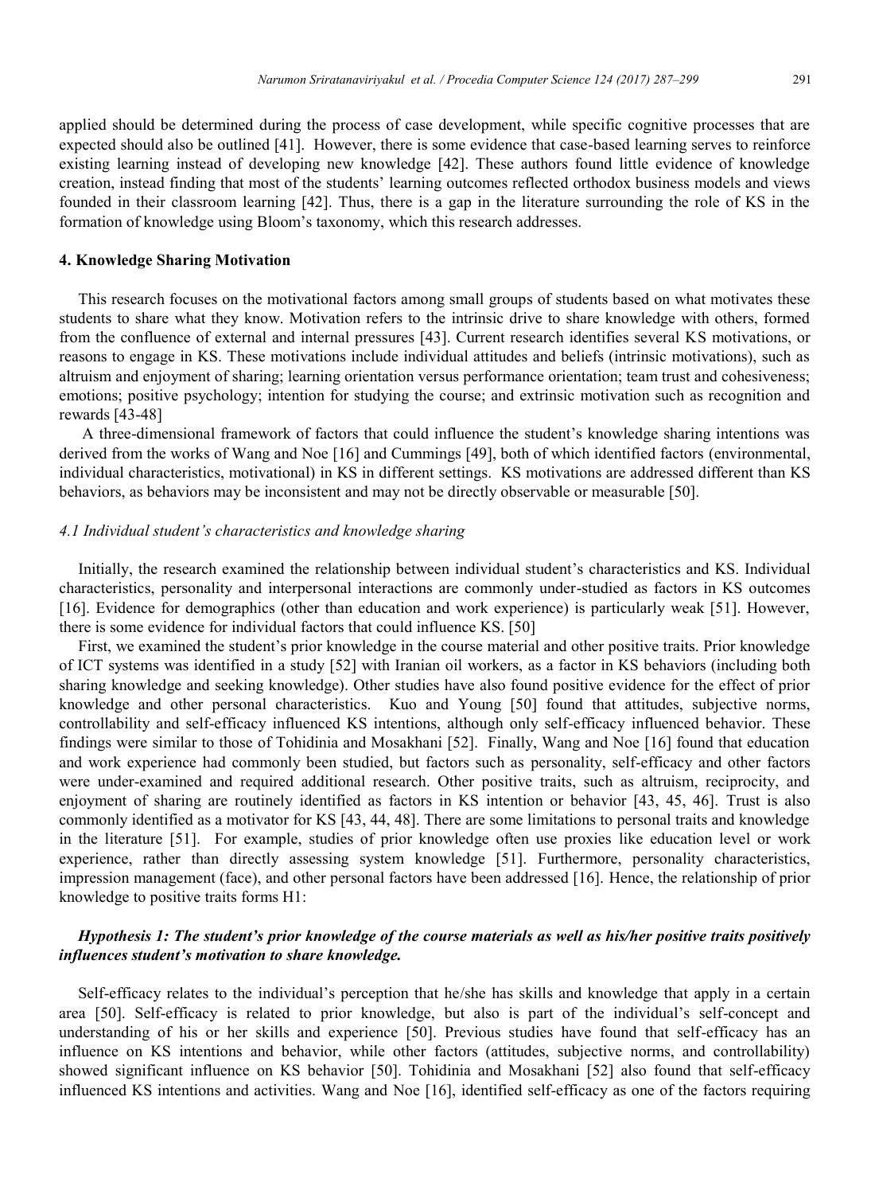applied should be determined during the process of case development, while specific cognitive processes that are expected should also be outlined [41]. However, there is some evidence that case-based learning serves to reinforce existing learning instead of developing new knowledge [42]. These authors found little evidence of knowledge creation, instead finding that most of the students' learning outcomes reflected orthodox business models and views founded in their classroom learning [42]. Thus, there is a gap in the literature surrounding the role of KS in the formation of knowledge using Bloom's taxonomy, which this research addresses.

## 4. Knowledge Sharing Motivation

This research focuses on the motivational factors among small groups of students based on what motivates these students to share what they know. Motivation refers to the intrinsic drive to share knowledge with others, formed from the confluence of external and internal pressures [43]. Current research identifies several KS motivations, or reasons to engage in KS. These motivations include individual attitudes and beliefs (intrinsic motivations), such as altruism and enjoyment of sharing; learning orientation versus performance orientation; team trust and cohesiveness; emotions; positive psychology; intention for studying the course; and extrinsic motivation such as recognition and rewards [43-48]

A three-dimensional framework of factors that could influence the student's knowledge sharing intentions was derived from the works of Wang and Noe [16] and Cummings [49], both of which identified factors (environmental, individual characteristics, motivational) in KS in different settings. KS motivations are addressed different than KS behaviors, as behaviors may be inconsistent and may not be directly observable or measurable [50].

### *4.1 Individual student's characteristics and knowledge sharing*

Initially, the research examined the relationship between individual student's characteristics and KS. Individual characteristics, personality and interpersonal interactions are commonly under-studied as factors in KS outcomes [16]. Evidence for demographics (other than education and work experience) is particularly weak [51]. However, there is some evidence for individual factors that could influence KS. [50]

First, we examined the student's prior knowledge in the course material and other positive traits. Prior knowledge of ICT systems was identified in a study [52] with Iranian oil workers, as a factor in KS behaviors (including both sharing knowledge and seeking knowledge). Other studies have also found positive evidence for the effect of prior knowledge and other personal characteristics. Kuo and Young [50] found that attitudes, subjective norms, controllability and self-efficacy influenced KS intentions, although only self-efficacy influenced behavior. These findings were similar to those of Tohidinia and Mosakhani [52]. Finally, Wang and Noe [16] found that education and work experience had commonly been studied, but factors such as personality, self-efficacy and other factors were under-examined and required additional research. Other positive traits, such as altruism, reciprocity, and enjoyment of sharing are routinely identified as factors in KS intention or behavior [43, 45, 46]. Trust is also commonly identified as a motivator for KS [43, 44, 48]. There are some limitations to personal traits and knowledge in the literature [51]. For example, studies of prior knowledge often use proxies like education level or work experience, rather than directly assessing system knowledge [51]. Furthermore, personality characteristics, impression management (face), and other personal factors have been addressed [16]. Hence, the relationship of prior knowledge to positive traits forms H1:

***Hypothesis 1: The student's prior knowledge of the course materials as well as his/her positive traits positively influences student's motivation to share knowledge.***

Self-efficacy relates to the individual's perception that he/she has skills and knowledge that apply in a certain area [50]. Self-efficacy is related to prior knowledge, but also is part of the individual's self-concept and understanding of his or her skills and experience [50]. Previous studies have found that self-efficacy has an influence on KS intentions and behavior, while other factors (attitudes, subjective norms, and controllability) showed significant influence on KS behavior [50]. Tohidinia and Mosakhani [52] also found that self-efficacy influenced KS intentions and activities. Wang and Noe [16], identified self-efficacy as one of the factors requiring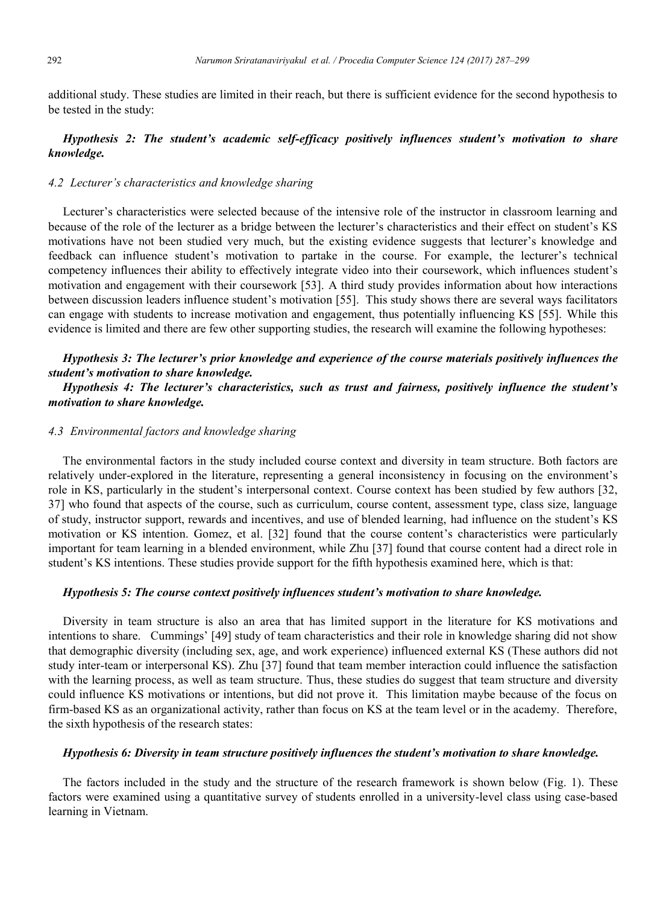additional study. These studies are limited in their reach, but there is sufficient evidence for the second hypothesis to be tested in the study:

***Hypothesis 2: The student's academic self-efficacy positively influences student's motivation to share knowledge.***

### *4.2 Lecturer's characteristics and knowledge sharing*

Lecturer's characteristics were selected because of the intensive role of the instructor in classroom learning and because of the role of the lecturer as a bridge between the lecturer's characteristics and their effect on student's KS motivations have not been studied very much, but the existing evidence suggests that lecturer's knowledge and feedback can influence student's motivation to partake in the course. For example, the lecturer's technical competency influences their ability to effectively integrate video into their coursework, which influences student's motivation and engagement with their coursework [53]. A third study provides information about how interactions between discussion leaders influence student's motivation [55]. This study shows there are several ways facilitators can engage with students to increase motivation and engagement, thus potentially influencing KS [55]. While this evidence is limited and there are few other supporting studies, the research will examine the following hypotheses:

***Hypothesis 3: The lecturer's prior knowledge and experience of the course materials positively influences the student's motivation to share knowledge.***

***Hypothesis 4: The lecturer's characteristics, such as trust and fairness, positively influence the student's motivation to share knowledge.***

### *4.3 Environmental factors and knowledge sharing*

The environmental factors in the study included course context and diversity in team structure. Both factors are relatively under-explored in the literature, representing a general inconsistency in focusing on the environment's role in KS, particularly in the student's interpersonal context. Course context has been studied by few authors [32, 37] who found that aspects of the course, such as curriculum, course content, assessment type, class size, language of study, instructor support, rewards and incentives, and use of blended learning, had influence on the student's KS motivation or KS intention. Gomez, et al. [32] found that the course content's characteristics were particularly important for team learning in a blended environment, while Zhu [37] found that course content had a direct role in student's KS intentions. These studies provide support for the fifth hypothesis examined here, which is that:

***Hypothesis 5: The course context positively influences student's motivation to share knowledge.***

Diversity in team structure is also an area that has limited support in the literature for KS motivations and intentions to share. Cummings' [49] study of team characteristics and their role in knowledge sharing did not show that demographic diversity (including sex, age, and work experience) influenced external KS (These authors did not study inter-team or interpersonal KS). Zhu [37] found that team member interaction could influence the satisfaction with the learning process, as well as team structure. Thus, these studies do suggest that team structure and diversity could influence KS motivations or intentions, but did not prove it. This limitation maybe because of the focus on firm-based KS as an organizational activity, rather than focus on KS at the team level or in the academy. Therefore, the sixth hypothesis of the research states:

***Hypothesis 6: Diversity in team structure positively influences the student's motivation to share knowledge.***

The factors included in the study and the structure of the research framework is shown below (Fig. 1). These factors were examined using a quantitative survey of students enrolled in a university-level class using case-based learning in Vietnam.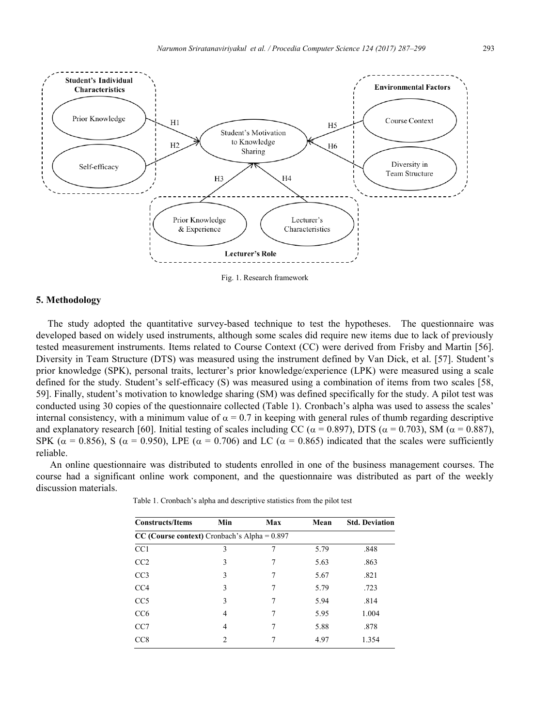Fig. 1. Research framework

## 5. Methodology

The study adopted the quantitative survey-based technique to test the hypotheses. The questionnaire was developed based on widely used instruments, although some scales did require new items due to lack of previously tested measurement instruments. Items related to Course Context (CC) were derived from Frisby and Martin [56]. Diversity in Team Structure (DTS) was measured using the instrument defined by Van Dick, et al. [57]. Student's prior knowledge (SPK), personal traits, lecturer's prior knowledge/experience (LPK) were measured using a scale defined for the study. Student's self-efficacy (S) was measured using a combination of items from two scales [58, 59]. Finally, student's motivation to knowledge sharing (SM) was defined specifically for the study. A pilot test was conducted using 30 copies of the questionnaire collected (Table 1). Cronbach's alpha was used to assess the scales' internal consistency, with a minimum value of $\alpha = 0.7$ in keeping with general rules of thumb regarding descriptive and explanatory research [60]. Initial testing of scales including CC ($\alpha = 0.897$), DTS ($\alpha = 0.703$), SM ($\alpha = 0.887$), SPK ($\alpha = 0.856$), S ($\alpha = 0.950$), LPE ($\alpha = 0.706$) and LC ($\alpha = 0.865$) indicated that the scales were sufficiently reliable.

An online questionnaire was distributed to students enrolled in one of the business management courses. The course had a significant online work component, and the questionnaire was distributed as part of the weekly discussion materials.

Table 1. Cronbach's alpha and descriptive statistics from the pilot test

| Constructs/Items | Min | Max | Mean | Std. Deviation |
|---|---|---|---|---|
| **CC (Course context)** Cronbach's Alpha = 0.897 | | | | |
| CC1 | 3 | 7 | 5.79 | .848 |
| CC2 | 3 | 7 | 5.63 | .863 |
| CC3 | 3 | 7 | 5.67 | .821 |
| CC4 | 3 | 7 | 5.79 | .723 |
| CC5 | 3 | 7 | 5.94 | .814 |
| CC6 | 4 | 7 | 5.95 | 1.004 |
| CC7 | 4 | 7 | 5.88 | .878 |
| CC8 | 2 | 7 | 4.97 | 1.354 |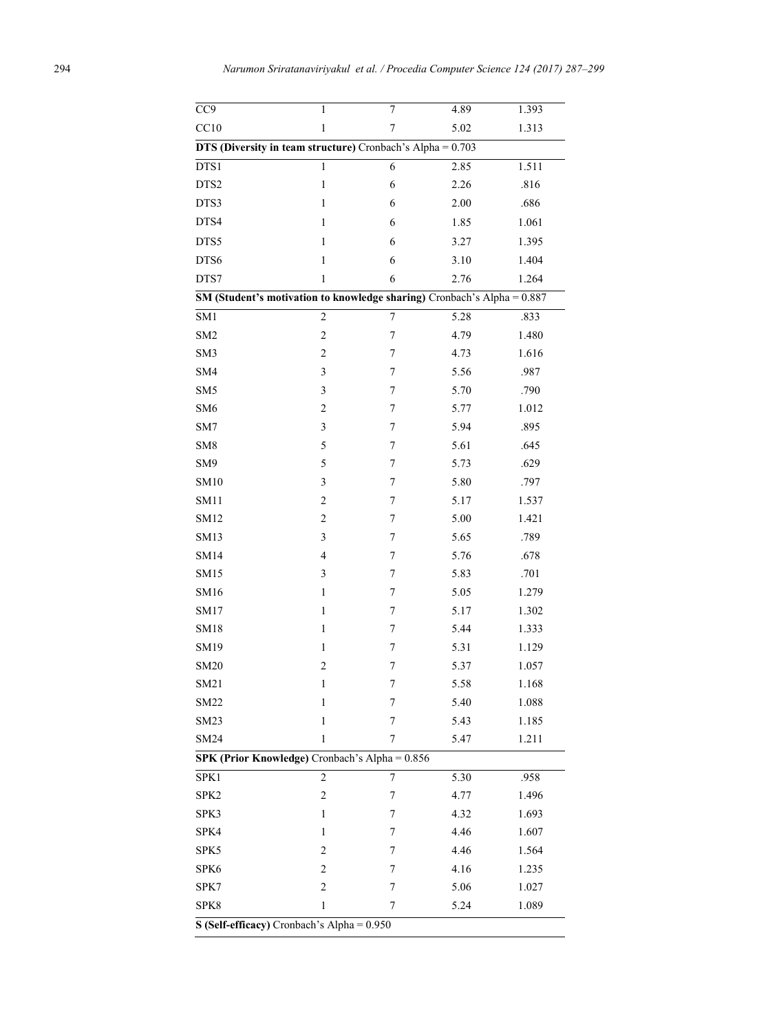| | | | | |
|---|---|---|---|---|
| CC9 | 1 | 7 | 4.89 | 1.393 |
| CC10 | 1 | 7 | 5.02 | 1.313 |
| **DTS (Diversity in team structure)** Cronbach's Alpha = 0.703 | | | | |
| DTS1 | 1 | 6 | 2.85 | 1.511 |
| DTS2 | 1 | 6 | 2.26 | .816 |
| DTS3 | 1 | 6 | 2.00 | .686 |
| DTS4 | 1 | 6 | 1.85 | 1.061 |
| DTS5 | 1 | 6 | 3.27 | 1.395 |
| DTS6 | 1 | 6 | 3.10 | 1.404 |
| DTS7 | 1 | 6 | 2.76 | 1.264 |
| **SM (Student's motivation to knowledge sharing)** Cronbach's Alpha = 0.887 | | | | |
| SM1 | 2 | 7 | 5.28 | .833 |
| SM2 | 2 | 7 | 4.79 | 1.480 |
| SM3 | 2 | 7 | 4.73 | 1.616 |
| SM4 | 3 | 7 | 5.56 | .987 |
| SM5 | 3 | 7 | 5.70 | .790 |
| SM6 | 2 | 7 | 5.77 | 1.012 |
| SM7 | 3 | 7 | 5.94 | .895 |
| SM8 | 5 | 7 | 5.61 | .645 |
| SM9 | 5 | 7 | 5.73 | .629 |
| SM10 | 3 | 7 | 5.80 | .797 |
| SM11 | 2 | 7 | 5.17 | 1.537 |
| SM12 | 2 | 7 | 5.00 | 1.421 |
| SM13 | 3 | 7 | 5.65 | .789 |
| SM14 | 4 | 7 | 5.76 | .678 |
| SM15 | 3 | 7 | 5.83 | .701 |
| SM16 | 1 | 7 | 5.05 | 1.279 |
| SM17 | 1 | 7 | 5.17 | 1.302 |
| SM18 | 1 | 7 | 5.44 | 1.333 |
| SM19 | 1 | 7 | 5.31 | 1.129 |
| SM20 | 2 | 7 | 5.37 | 1.057 |
| SM21 | 1 | 7 | 5.58 | 1.168 |
| SM22 | 1 | 7 | 5.40 | 1.088 |
| SM23 | 1 | 7 | 5.43 | 1.185 |
| SM24 | 1 | 7 | 5.47 | 1.211 |
| **SPK (Prior Knowledge)** Cronbach's Alpha = 0.856 | | | | |
| SPK1 | 2 | 7 | 5.30 | .958 |
| SPK2 | 2 | 7 | 4.77 | 1.496 |
| SPK3 | 1 | 7 | 4.32 | 1.693 |
| SPK4 | 1 | 7 | 4.46 | 1.607 |
| SPK5 | 2 | 7 | 4.46 | 1.564 |
| SPK6 | 2 | 7 | 4.16 | 1.235 |
| SPK7 | 2 | 7 | 5.06 | 1.027 |
| SPK8 | 1 | 7 | 5.24 | 1.089 |
| **S (Self-efficacy)** Cronbach's Alpha = 0.950 | | | | |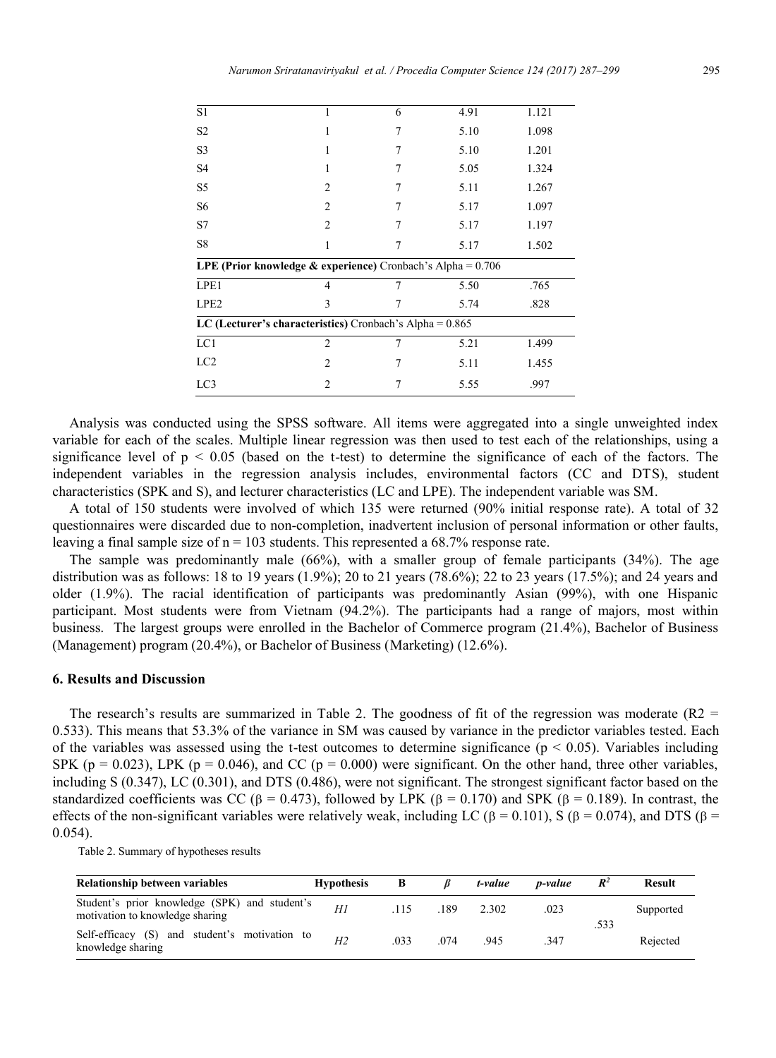| | | | | |
|---|---|---|---|---|
| S1 | 1 | 6 | 4.91 | 1.121 |
| S2 | 1 | 7 | 5.10 | 1.098 |
| S3 | 1 | 7 | 5.10 | 1.201 |
| S4 | 1 | 7 | 5.05 | 1.324 |
| S5 | 2 | 7 | 5.11 | 1.267 |
| S6 | 2 | 7 | 5.17 | 1.097 |
| S7 | 2 | 7 | 5.17 | 1.197 |
| S8 | 1 | 7 | 5.17 | 1.502 |
| **LPE (Prior knowledge & experience)** Cronbach's Alpha = 0.706 | | | | |
| LPE1 | 4 | 7 | 5.50 | .765 |
| LPE2 | 3 | 7 | 5.74 | .828 |
| **LC (Lecturer's characteristics)** Cronbach's Alpha = 0.865 | | | | |
| LC1 | 2 | 7 | 5.21 | 1.499 |
| LC2 | 2 | 7 | 5.11 | 1.455 |
| LC3 | 2 | 7 | 5.55 | .997 |

Analysis was conducted using the SPSS software. All items were aggregated into a single unweighted index variable for each of the scales. Multiple linear regression was then used to test each of the relationships, using a significance level of $p < 0.05$ (based on the t-test) to determine the significance of each of the factors. The independent variables in the regression analysis includes, environmental factors (CC and DTS), student characteristics (SPK and S), and lecturer characteristics (LC and LPE). The independent variable was SM.

A total of 150 students were involved of which 135 were returned (90% initial response rate). A total of 32 questionnaires were discarded due to non-completion, inadvertent inclusion of personal information or other faults, leaving a final sample size of n = 103 students. This represented a 68.7% response rate.

The sample was predominantly male (66%), with a smaller group of female participants (34%). The age distribution was as follows: 18 to 19 years (1.9%); 20 to 21 years (78.6%); 22 to 23 years (17.5%); and 24 years and older (1.9%). The racial identification of participants was predominantly Asian (99%), with one Hispanic participant. Most students were from Vietnam (94.2%). The participants had a range of majors, most within business. The largest groups were enrolled in the Bachelor of Commerce program (21.4%), Bachelor of Business (Management) program (20.4%), or Bachelor of Business (Marketing) (12.6%).

## 6. Results and Discussion

The research's results are summarized in Table 2. The goodness of fit of the regression was moderate ($R^2$ = 0.533). This means that 53.3% of the variance in SM was caused by variance in the predictor variables tested. Each of the variables was assessed using the t-test outcomes to determine significance ($p < 0.05$). Variables including SPK ($p = 0.023$), LPK ($p = 0.046$), and CC ($p = 0.000$) were significant. On the other hand, three other variables, including S (0.347), LC (0.301), and DTS (0.486), were not significant. The strongest significant factor based on the standardized coefficients was CC ($\beta = 0.473$), followed by LPK ($\beta = 0.170$) and SPK ($\beta = 0.189$). In contrast, the effects of the non-significant variables were relatively weak, including LC ($\beta = 0.101$), S ($\beta = 0.074$), and DTS ($\beta$ = 0.054).

Table 2. Summary of hypotheses results

| Relationship between variables | Hypothesis | B | $\beta$ | *t-value* | *p-value* | $R^2$ | Result |
|---|---|---|---|---|---|---|---|
| Student's prior knowledge (SPK) and student's motivation to knowledge sharing | *H1* | .115 | .189 | 2.302 | .023 | .533 | Supported |
| Self-efficacy (S) and student's motivation to knowledge sharing | *H2* | .033 | .074 | .945 | .347 | | Rejected |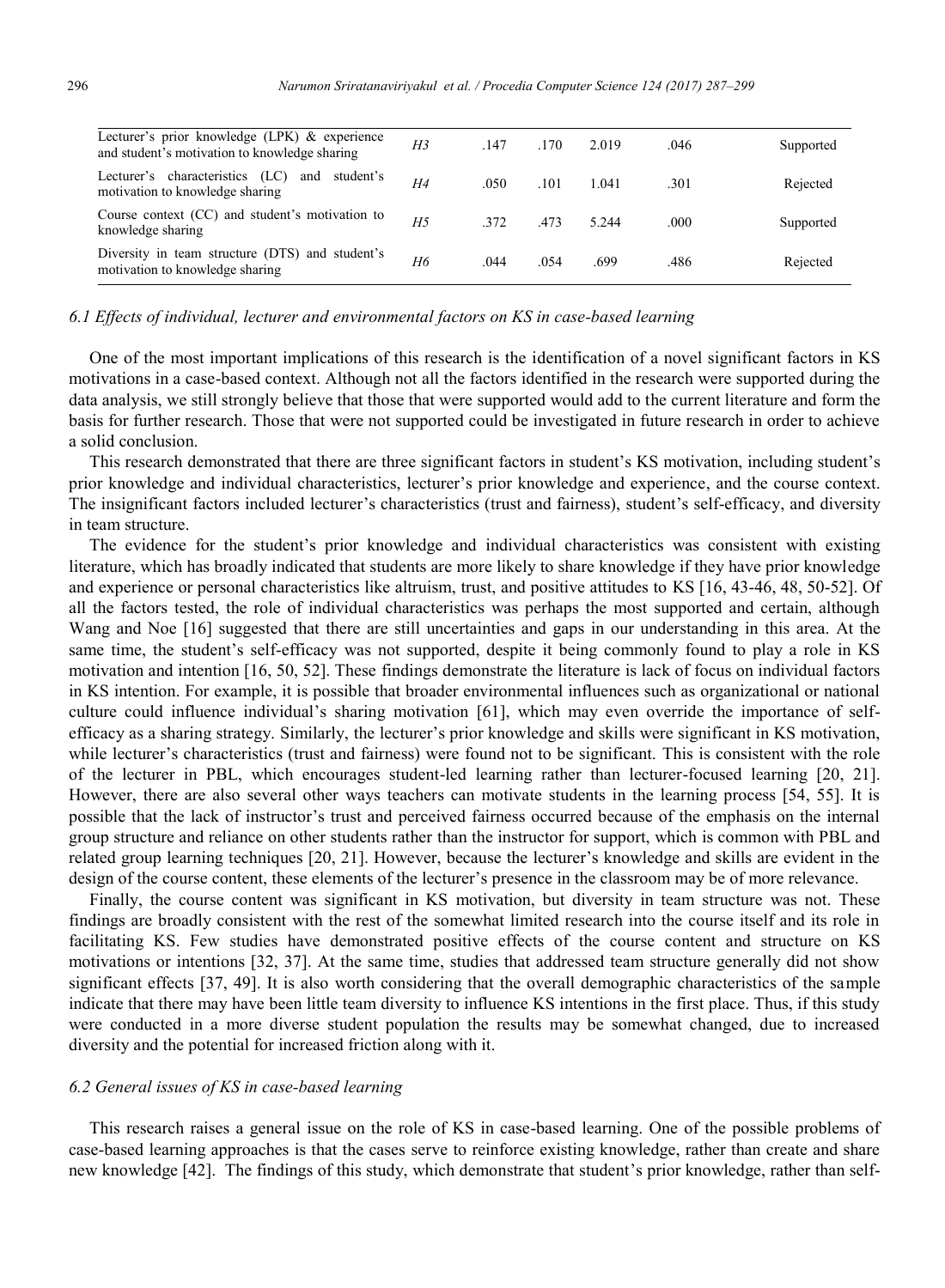| | | | | | | |
|---|---|---|---|---|---|---|
| Lecturer's prior knowledge (LPK) & experience and student's motivation to knowledge sharing | *H3* | .147 | .170 | 2.019 | .046 | Supported |
| Lecturer's characteristics (LC) and student's motivation to knowledge sharing | *H4* | .050 | .101 | 1.041 | .301 | Rejected |
| Course context (CC) and student's motivation to knowledge sharing | *H5* | .372 | .473 | 5.244 | .000 | Supported |
| Diversity in team structure (DTS) and student's motivation to knowledge sharing | *H6* | .044 | .054 | .699 | .486 | Rejected |

### *6.1 Effects of individual, lecturer and environmental factors on KS in case-based learning*

One of the most important implications of this research is the identification of a novel significant factors in KS motivations in a case-based context. Although not all the factors identified in the research were supported during the data analysis, we still strongly believe that those that were supported would add to the current literature and form the basis for further research. Those that were not supported could be investigated in future research in order to achieve a solid conclusion.

This research demonstrated that there are three significant factors in student's KS motivation, including student's prior knowledge and individual characteristics, lecturer's prior knowledge and experience, and the course context. The insignificant factors included lecturer's characteristics (trust and fairness), student's self-efficacy, and diversity in team structure.

The evidence for the student's prior knowledge and individual characteristics was consistent with existing literature, which has broadly indicated that students are more likely to share knowledge if they have prior knowledge and experience or personal characteristics like altruism, trust, and positive attitudes to KS [16, 43-46, 48, 50-52]. Of all the factors tested, the role of individual characteristics was perhaps the most supported and certain, although Wang and Noe [16] suggested that there are still uncertainties and gaps in our understanding in this area. At the same time, the student's self-efficacy was not supported, despite it being commonly found to play a role in KS motivation and intention [16, 50, 52]. These findings demonstrate the literature is lack of focus on individual factors in KS intention. For example, it is possible that broader environmental influences such as organizational or national culture could influence individual's sharing motivation [61], which may even override the importance of self-efficacy as a sharing strategy. Similarly, the lecturer's prior knowledge and skills were significant in KS motivation, while lecturer's characteristics (trust and fairness) were found not to be significant. This is consistent with the role of the lecturer in PBL, which encourages student-led learning rather than lecturer-focused learning [20, 21]. However, there are also several other ways teachers can motivate students in the learning process [54, 55]. It is possible that the lack of instructor's trust and perceived fairness occurred because of the emphasis on the internal group structure and reliance on other students rather than the instructor for support, which is common with PBL and related group learning techniques [20, 21]. However, because the lecturer's knowledge and skills are evident in the design of the course content, these elements of the lecturer's presence in the classroom may be of more relevance.

Finally, the course content was significant in KS motivation, but diversity in team structure was not. These findings are broadly consistent with the rest of the somewhat limited research into the course itself and its role in facilitating KS. Few studies have demonstrated positive effects of the course content and structure on KS motivations or intentions [32, 37]. At the same time, studies that addressed team structure generally did not show significant effects [37, 49]. It is also worth considering that the overall demographic characteristics of the sample indicate that there may have been little team diversity to influence KS intentions in the first place. Thus, if this study were conducted in a more diverse student population the results may be somewhat changed, due to increased diversity and the potential for increased friction along with it.

### *6.2 General issues of KS in case-based learning*

This research raises a general issue on the role of KS in case-based learning. One of the possible problems of case-based learning approaches is that the cases serve to reinforce existing knowledge, rather than create and share new knowledge [42]. The findings of this study, which demonstrate that student's prior knowledge, rather than self-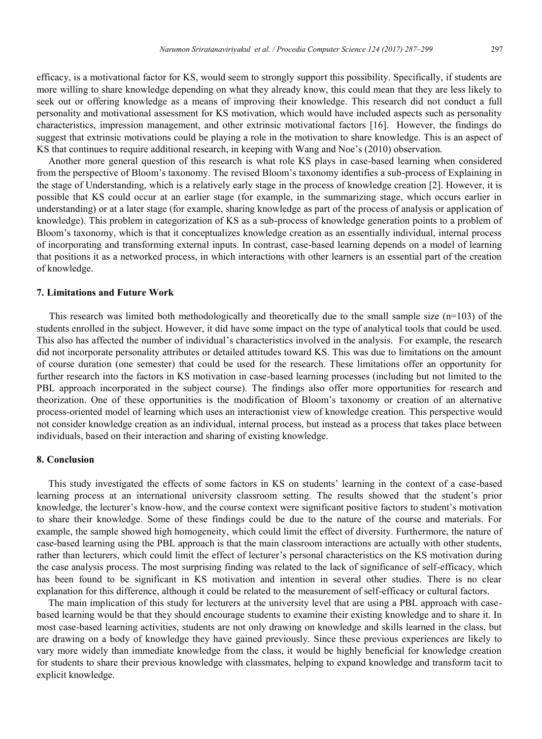efficacy, is a motivational factor for KS, would seem to strongly support this possibility. Specifically, if students are more willing to share knowledge depending on what they already know, this could mean that they are less likely to seek out or offering knowledge as a means of improving their knowledge. This research did not conduct a full personality and motivational assessment for KS motivation, which would have included aspects such as personality characteristics, impression management, and other extrinsic motivational factors [16]. However, the findings do suggest that extrinsic motivations could be playing a role in the motivation to share knowledge. This is an aspect of KS that continues to require additional research, in keeping with Wang and Noe's (2010) observation.

Another more general question of this research is what role KS plays in case-based learning when considered from the perspective of Bloom's taxonomy. The revised Bloom's taxonomy identifies a sub-process of Explaining in the stage of Understanding, which is a relatively early stage in the process of knowledge creation [2]. However, it is possible that KS could occur at an earlier stage (for example, in the summarizing stage, which occurs earlier in understanding) or at a later stage (for example, sharing knowledge as part of the process of analysis or application of knowledge). This problem in categorization of KS as a sub-process of knowledge generation points to a problem of Bloom's taxonomy, which is that it conceptualizes knowledge creation as an essentially individual, internal process of incorporating and transforming external inputs. In contrast, case-based learning depends on a model of learning that positions it as a networked process, in which interactions with other learners is an essential part of the creation of knowledge.

## 7. Limitations and Future Work

This research was limited both methodologically and theoretically due to the small sample size (n=103) of the students enrolled in the subject. However, it did have some impact on the type of analytical tools that could be used. This also has affected the number of individual's characteristics involved in the analysis. For example, the research did not incorporate personality attributes or detailed attitudes toward KS. This was due to limitations on the amount of course duration (one semester) that could be used for the research. These limitations offer an opportunity for further research into the factors in KS motivation in case-based learning processes (including but not limited to the PBL approach incorporated in the subject course). The findings also offer more opportunities for research and theorization. One of these opportunities is the modification of Bloom's taxonomy or creation of an alternative process-oriented model of learning which uses an interactionist view of knowledge creation. This perspective would not consider knowledge creation as an individual, internal process, but instead as a process that takes place between individuals, based on their interaction and sharing of existing knowledge.

## 8. Conclusion

This study investigated the effects of some factors in KS on students' learning in the context of a case-based learning process at an international university classroom setting. The results showed that the student's prior knowledge, the lecturer's know-how, and the course context were significant positive factors to student's motivation to share their knowledge. Some of these findings could be due to the nature of the course and materials. For example, the sample showed high homogeneity, which could limit the effect of diversity. Furthermore, the nature of case-based learning using the PBL approach is that the main classroom interactions are actually with other students, rather than lecturers, which could limit the effect of lecturer's personal characteristics on the KS motivation during the case analysis process. The most surprising finding was related to the lack of significance of self-efficacy, which has been found to be significant in KS motivation and intention in several other studies. There is no clear explanation for this difference, although it could be related to the measurement of self-efficacy or cultural factors.

The main implication of this study for lecturers at the university level that are using a PBL approach with case-based learning would be that they should encourage students to examine their existing knowledge and to share it. In most case-based learning activities, students are not only drawing on knowledge and skills learned in the class, but are drawing on a body of knowledge they have gained previously. Since these previous experiences are likely to vary more widely than immediate knowledge from the class, it would be highly beneficial for knowledge creation for students to share their previous knowledge with classmates, helping to expand knowledge and transform tacit to explicit knowledge.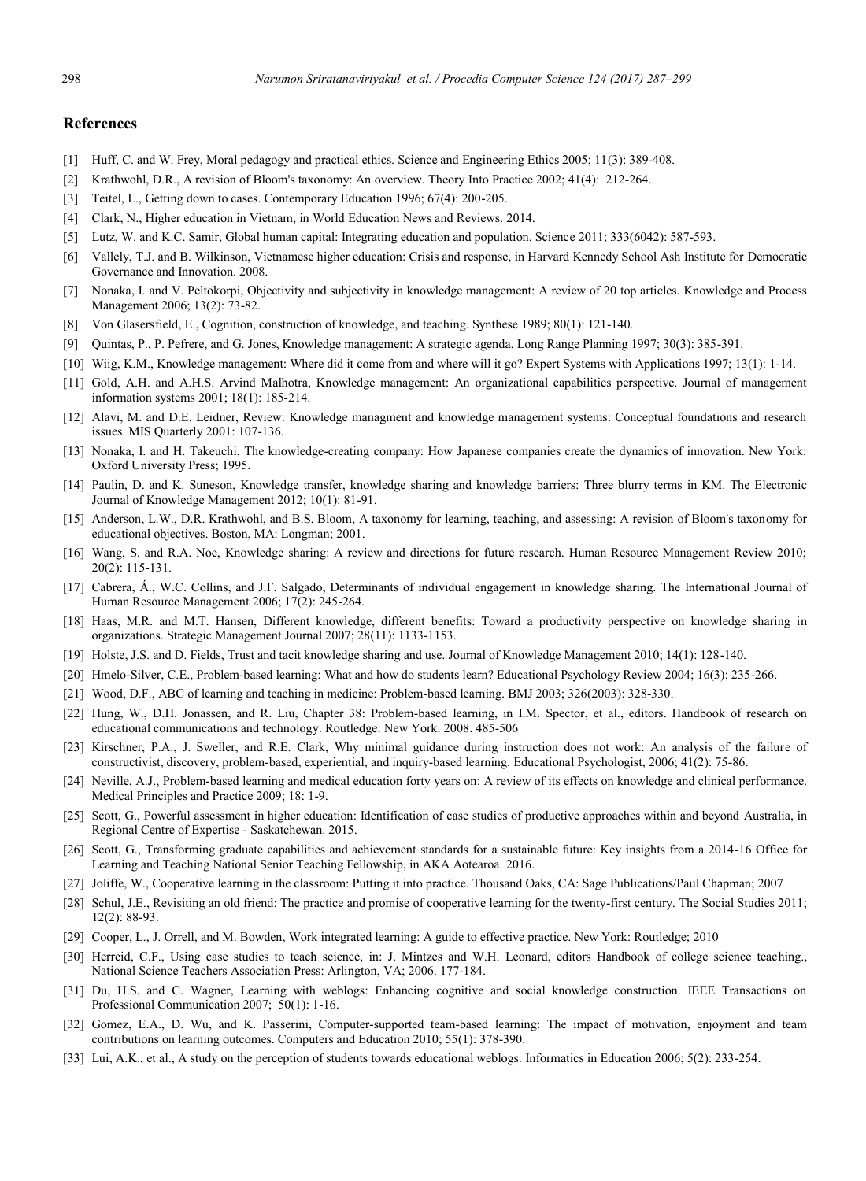## References

[1] Huff, C. and W. Frey, Moral pedagogy and practical ethics. Science and Engineering Ethics 2005; 11(3): 389-408.

[2] Krathwohl, D.R., A revision of Bloom's taxonomy: An overview. Theory Into Practice 2002; 41(4): 212-264.

[3] Teitel, L., Getting down to cases. Contemporary Education 1996; 67(4): 200-205.

[4] Clark, N., Higher education in Vietnam, in World Education News and Reviews. 2014.

[5] Lutz, W. and K.C. Samir, Global human capital: Integrating education and population. Science 2011; 333(6042): 587-593.

[6] Vallely, T.J. and B. Wilkinson, Vietnamese higher education: Crisis and response, in Harvard Kennedy School Ash Institute for Democratic Governance and Innovation. 2008.

[7] Nonaka, I. and V. Peltokorpi, Objectivity and subjectivity in knowledge management: A review of 20 top articles. Knowledge and Process Management 2006; 13(2): 73-82.

[8] Von Glasersfield, E., Cognition, construction of knowledge, and teaching. Synthese 1989; 80(1): 121-140.

[9] Quintas, P., P. Pefrere, and G. Jones, Knowledge management: A strategic agenda. Long Range Planning 1997; 30(3): 385-391.

[10] Wiig, K.M., Knowledge management: Where did it come from and where will it go? Expert Systems with Applications 1997; 13(1): 1-14.

[11] Gold, A.H. and A.H.S. Arvind Malhotra, Knowledge management: An organizational capabilities perspective. Journal of management information systems 2001; 18(1): 185-214.

[12] Alavi, M. and D.E. Leidner, Review: Knowledge managment and knowledge management systems: Conceptual foundations and research issues. MIS Quarterly 2001: 107-136.

[13] Nonaka, I. and H. Takeuchi, The knowledge-creating company: How Japanese companies create the dynamics of innovation. New York: Oxford University Press; 1995.

[14] Paulin, D. and K. Suneson, Knowledge transfer, knowledge sharing and knowledge barriers: Three blurry terms in KM. The Electronic Journal of Knowledge Management 2012; 10(1): 81-91.

[15] Anderson, L.W., D.R. Krathwohl, and B.S. Bloom, A taxonomy for learning, teaching, and assessing: A revision of Bloom's taxonomy for educational objectives. Boston, MA: Longman; 2001.

[16] Wang, S. and R.A. Noe, Knowledge sharing: A review and directions for future research. Human Resource Management Review 2010; 20(2): 115-131.

[17] Cabrera, Á., W.C. Collins, and J.F. Salgado, Determinants of individual engagement in knowledge sharing. The International Journal of Human Resource Management 2006; 17(2): 245-264.

[18] Haas, M.R. and M.T. Hansen, Different knowledge, different benefits: Toward a productivity perspective on knowledge sharing in organizations. Strategic Management Journal 2007; 28(11): 1133-1153.

[19] Holste, J.S. and D. Fields, Trust and tacit knowledge sharing and use. Journal of Knowledge Management 2010; 14(1): 128-140.

[20] Hmelo-Silver, C.E., Problem-based learning: What and how do students learn? Educational Psychology Review 2004; 16(3): 235-266.

[21] Wood, D.F., ABC of learning and teaching in medicine: Problem-based learning. BMJ 2003; 326(2003): 328-330.

[22] Hung, W., D.H. Jonassen, and R. Liu, Chapter 38: Problem-based learning, in I.M. Spector, et al., editors. Handbook of research on educational communications and technology. Routledge: New York. 2008. 485-506

[23] Kirschner, P.A., J. Sweller, and R.E. Clark, Why minimal guidance during instruction does not work: An analysis of the failure of constructivist, discovery, problem-based, experiential, and inquiry-based learning. Educational Psychologist, 2006; 41(2): 75-86.

[24] Neville, A.J., Problem-based learning and medical education forty years on: A review of its effects on knowledge and clinical performance. Medical Principles and Practice 2009; 18: 1-9.

[25] Scott, G., Powerful assessment in higher education: Identification of case studies of productive approaches within and beyond Australia, in Regional Centre of Expertise - Saskatchewan. 2015.

[26] Scott, G., Transforming graduate capabilities and achievement standards for a sustainable future: Key insights from a 2014-16 Office for Learning and Teaching National Senior Teaching Fellowship, in AKA Aotearoa. 2016.

[27] Joliffe, W., Cooperative learning in the classroom: Putting it into practice. Thousand Oaks, CA: Sage Publications/Paul Chapman; 2007

[28] Schul, J.E., Revisiting an old friend: The practice and promise of cooperative learning for the twenty-first century. The Social Studies 2011; 12(2): 88-93.

[29] Cooper, L., J. Orrell, and M. Bowden, Work integrated learning: A guide to effective practice. New York: Routledge; 2010

[30] Herreid, C.F., Using case studies to teach science, in: J. Mintzes and W.H. Leonard, editors Handbook of college science teaching., National Science Teachers Association Press: Arlington, VA; 2006. 177-184.

[31] Du, H.S. and C. Wagner, Learning with weblogs: Enhancing cognitive and social knowledge construction. IEEE Transactions on Professional Communication 2007; 50(1): 1-16.

[32] Gomez, E.A., D. Wu, and K. Passerini, Computer-supported team-based learning: The impact of motivation, enjoyment and team contributions on learning outcomes. Computers and Education 2010; 55(1): 378-390.

[33] Lui, A.K., et al., A study on the perception of students towards educational weblogs. Informatics in Education 2006; 5(2): 233-254.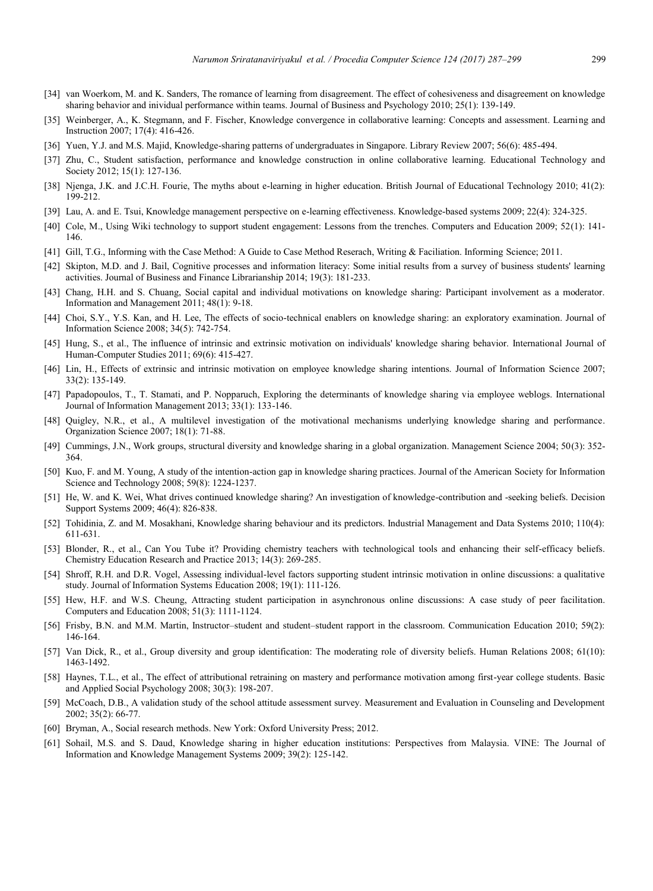[34] van Woerkom, M. and K. Sanders, The romance of learning from disagreement. The effect of cohesiveness and disagreement on knowledge sharing behavior and inividual performance within teams. Journal of Business and Psychology 2010; 25(1): 139-149.

[35] Weinberger, A., K. Stegmann, and F. Fischer, Knowledge convergence in collaborative learning: Concepts and assessment. Learning and Instruction 2007; 17(4): 416-426.

[36] Yuen, Y.J. and M.S. Majid, Knowledge-sharing patterns of undergraduates in Singapore. Library Review 2007; 56(6): 485-494.

[37] Zhu, C., Student satisfaction, performance and knowledge construction in online collaborative learning. Educational Technology and Society 2012; 15(1): 127-136.

[38] Njenga, J.K. and J.C.H. Fourie, The myths about e-learning in higher education. British Journal of Educational Technology 2010; 41(2): 199-212.

[39] Lau, A. and E. Tsui, Knowledge management perspective on e-learning effectiveness. Knowledge-based systems 2009; 22(4): 324-325.

[40] Cole, M., Using Wiki technology to support student engagement: Lessons from the trenches. Computers and Education 2009; 52(1): 141-146.

[41] Gill, T.G., Informing with the Case Method: A Guide to Case Method Reserach, Writing & Faciliation. Informing Science; 2011.

[42] Skipton, M.D. and J. Bail, Cognitive processes and information literacy: Some initial results from a survey of business students' learning activities. Journal of Business and Finance Librarianship 2014; 19(3): 181-233.

[43] Chang, H.H. and S. Chuang, Social capital and individual motivations on knowledge sharing: Participant involvement as a moderator. Information and Management 2011; 48(1): 9-18.

[44] Choi, S.Y., Y.S. Kan, and H. Lee, The effects of socio-technical enablers on knowledge sharing: an exploratory examination. Journal of Information Science 2008; 34(5): 742-754.

[45] Hung, S., et al., The influence of intrinsic and extrinsic motivation on individuals' knowledge sharing behavior. International Journal of Human-Computer Studies 2011; 69(6): 415-427.

[46] Lin, H., Effects of extrinsic and intrinsic motivation on employee knowledge sharing intentions. Journal of Information Science 2007; 33(2): 135-149.

[47] Papadopoulos, T., T. Stamati, and P. Nopparuch, Exploring the determinants of knowledge sharing via employee weblogs. International Journal of Information Management 2013; 33(1): 133-146.

[48] Quigley, N.R., et al., A multilevel investigation of the motivational mechanisms underlying knowledge sharing and performance. Organization Science 2007; 18(1): 71-88.

[49] Cummings, J.N., Work groups, structural diversity and knowledge sharing in a global organization. Management Science 2004; 50(3): 352-364.

[50] Kuo, F. and M. Young, A study of the intention-action gap in knowledge sharing practices. Journal of the American Society for Information Science and Technology 2008; 59(8): 1224-1237.

[51] He, W. and K. Wei, What drives continued knowledge sharing? An investigation of knowledge-contribution and -seeking beliefs. Decision Support Systems 2009; 46(4): 826-838.

[52] Tohidinia, Z. and M. Mosakhani, Knowledge sharing behaviour and its predictors. Industrial Management and Data Systems 2010; 110(4): 611-631.

[53] Blonder, R., et al., Can You Tube it? Providing chemistry teachers with technological tools and enhancing their self-efficacy beliefs. Chemistry Education Research and Practice 2013; 14(3): 269-285.

[54] Shroff, R.H. and D.R. Vogel, Assessing individual-level factors supporting student intrinsic motivation in online discussions: a qualitative study. Journal of Information Systems Education 2008; 19(1): 111-126.

[55] Hew, H.F. and W.S. Cheung, Attracting student participation in asynchronous online discussions: A case study of peer facilitation. Computers and Education 2008; 51(3): 1111-1124.

[56] Frisby, B.N. and M.M. Martin, Instructor–student and student–student rapport in the classroom. Communication Education 2010; 59(2): 146-164.

[57] Van Dick, R., et al., Group diversity and group identification: The moderating role of diversity beliefs. Human Relations 2008; 61(10): 1463-1492.

[58] Haynes, T.L., et al., The effect of attributional retraining on mastery and performance motivation among first-year college students. Basic and Applied Social Psychology 2008; 30(3): 198-207.

[59] McCoach, D.B., A validation study of the school attitude assessment survey. Measurement and Evaluation in Counseling and Development 2002; 35(2): 66-77.

[60] Bryman, A., Social research methods. New York: Oxford University Press; 2012.

[61] Sohail, M.S. and S. Daud, Knowledge sharing in higher education institutions: Perspectives from Malaysia. VINE: The Journal of Information and Knowledge Management Systems 2009; 39(2): 125-142.